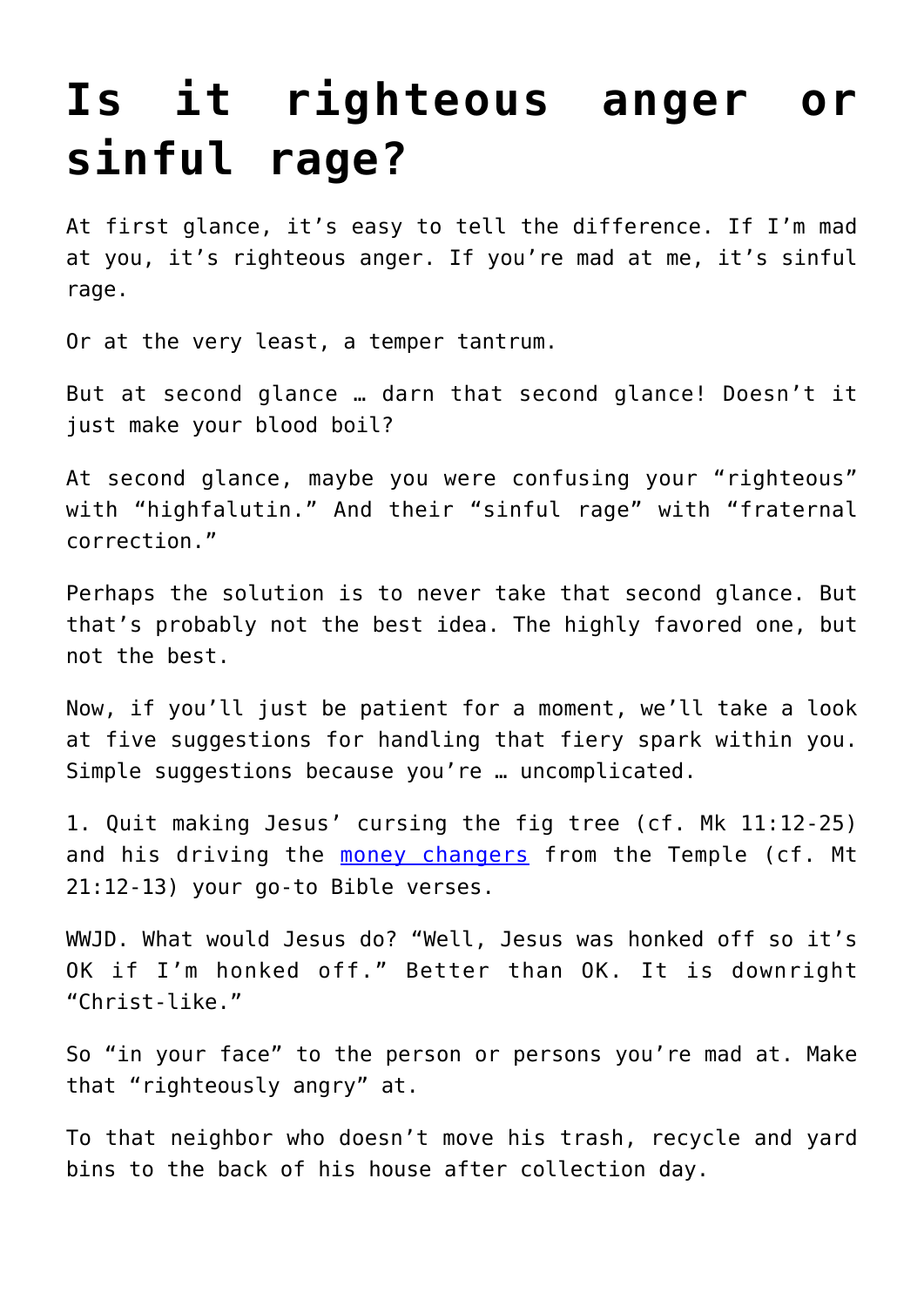# Is it righteous anger or sinful rage?

At first glance, it's easy to tell the difference. If I'm mad at you, it's righteous anger. If you're mad at me, it's sinful rage.

Or at the very least, a temper tantrum.

But at second glance … darn that second glance! Doesn't it just make your blood boil?

At second glance, maybe you were confusing your "righteous" with "highfalutin." And their "sinful rage" with "fraternal correction."

Perhaps the solution is to never take that second glance. But that's probably not the best idea. The highly favored one, but not the best.

Now, if you'll just be patient for a moment, we'll take a look at five suggestions for handling that fiery spark within you. Simple suggestions because you're … uncomplicated.

1. Quit making Jesus' cursing the fig tree (cf. Mk 11:12-25) and his driving the money changers from the Temple (cf. Mt 21:12-13) your go-to Bible verses.

WWJD. What would Jesus do? "Well, Jesus was honked off so it's OK if I'm honked off." Better than OK. It is downright "Christ-like."

So "in your face" to the person or persons you're mad at. Make that "righteously angry" at.

To that neighbor who doesn't move his trash, recycle and yard bins to the back of his house after collection day.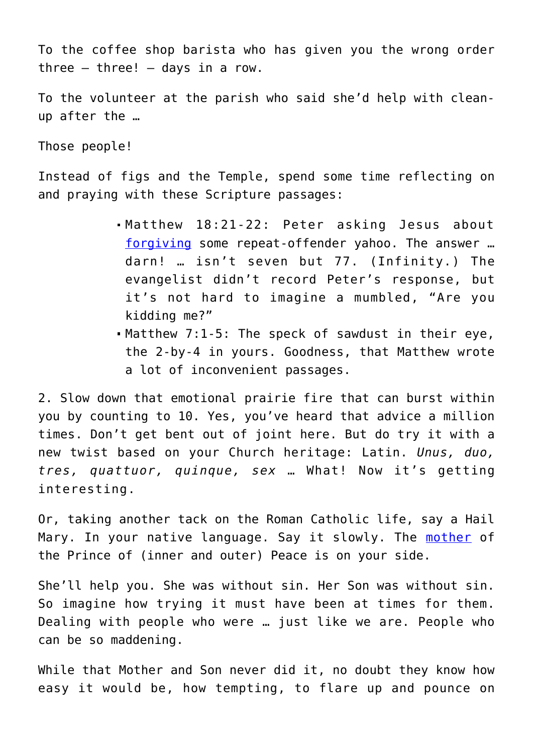To the coffee shop barista who has given you the wrong order three – three! – days in a row.

To the volunteer at the parish who said she'd help with clean-up after the …

Those people!

Instead of figs and the Temple, spend some time reflecting on and praying with these Scripture passages:

- Matthew 18:21-22: Peter asking Jesus about forgiving some repeat-offender yahoo. The answer … darn! … isn't seven but 77. (Infinity.) The evangelist didn't record Peter's response, but it's not hard to imagine a mumbled, "Are you kidding me?"
- Matthew 7:1-5: The speck of sawdust in their eye, the 2-by-4 in yours. Goodness, that Matthew wrote a lot of inconvenient passages.

2. Slow down that emotional prairie fire that can burst within you by counting to 10. Yes, you've heard that advice a million times. Don't get bent out of joint here. But do try it with a new twist based on your Church heritage: Latin. *Unus, duo, tres, quattuor, quinque, sex* … What! Now it's getting interesting.

Or, taking another tack on the Roman Catholic life, say a Hail Mary. In your native language. Say it slowly. The mother of the Prince of (inner and outer) Peace is on your side.

She'll help you. She was without sin. Her Son was without sin. So imagine how trying it must have been at times for them. Dealing with people who were … just like we are. People who can be so maddening.

While that Mother and Son never did it, no doubt they know how easy it would be, how tempting, to flare up and pounce on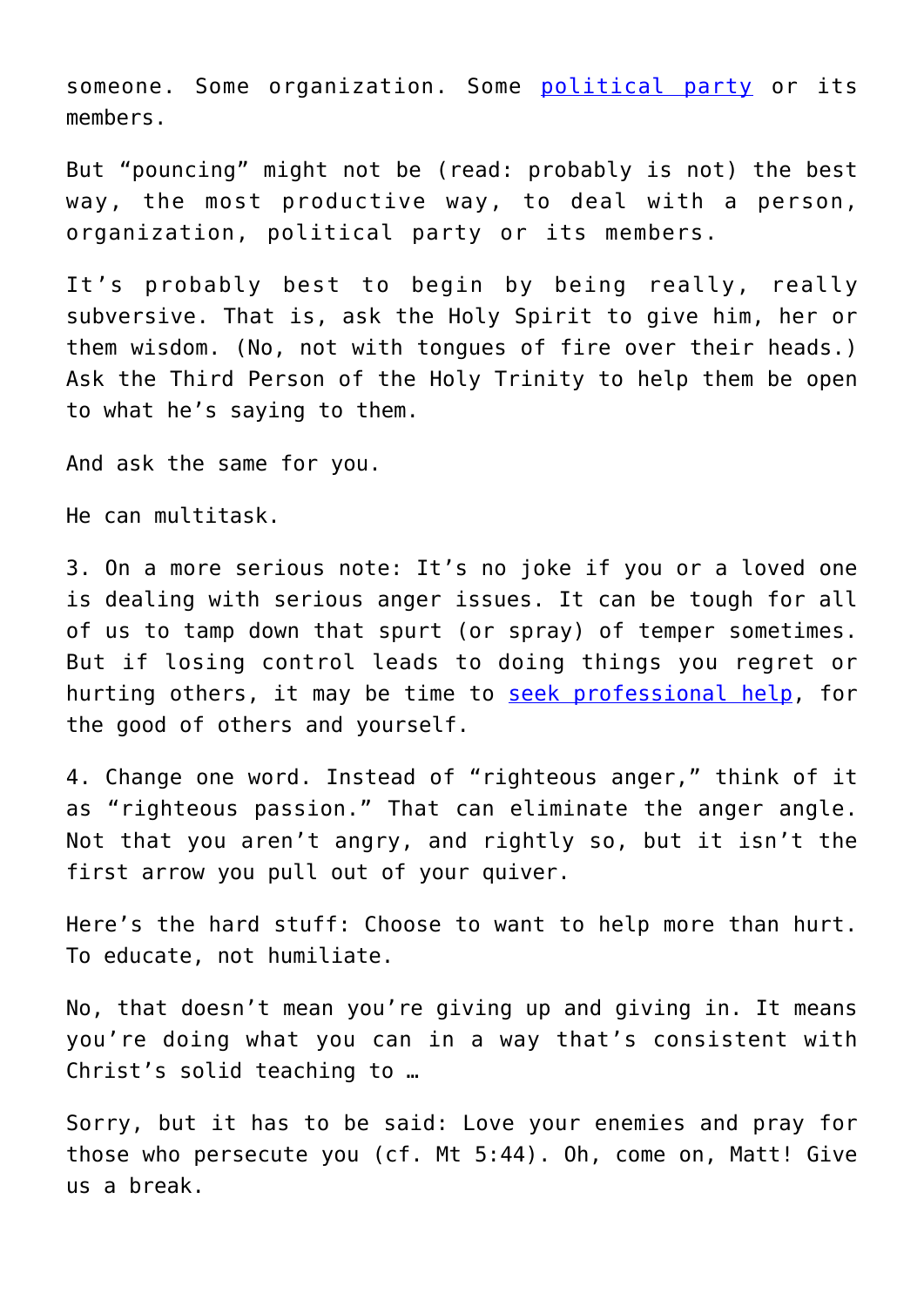someone. Some organization. Some political party or its members.

But "pouncing" might not be (read: probably is not) the best way, the most productive way, to deal with a person, organization, political party or its members.

It's probably best to begin by being really, really subversive. That is, ask the Holy Spirit to give him, her or them wisdom. (No, not with tongues of fire over their heads.) Ask the Third Person of the Holy Trinity to help them be open to what he's saying to them.

And ask the same for you.

He can multitask.

3. On a more serious note: It's no joke if you or a loved one is dealing with serious anger issues. It can be tough for all of us to tamp down that spurt (or spray) of temper sometimes. But if losing control leads to doing things you regret or hurting others, it may be time to seek professional help, for the good of others and yourself.

4. Change one word. Instead of "righteous anger," think of it as "righteous passion." That can eliminate the anger angle. Not that you aren't angry, and rightly so, but it isn't the first arrow you pull out of your quiver.

Here's the hard stuff: Choose to want to help more than hurt. To educate, not humiliate.

No, that doesn't mean you're giving up and giving in. It means you're doing what you can in a way that's consistent with Christ's solid teaching to …

Sorry, but it has to be said: Love your enemies and pray for those who persecute you (cf. Mt 5:44). Oh, come on, Matt! Give us a break.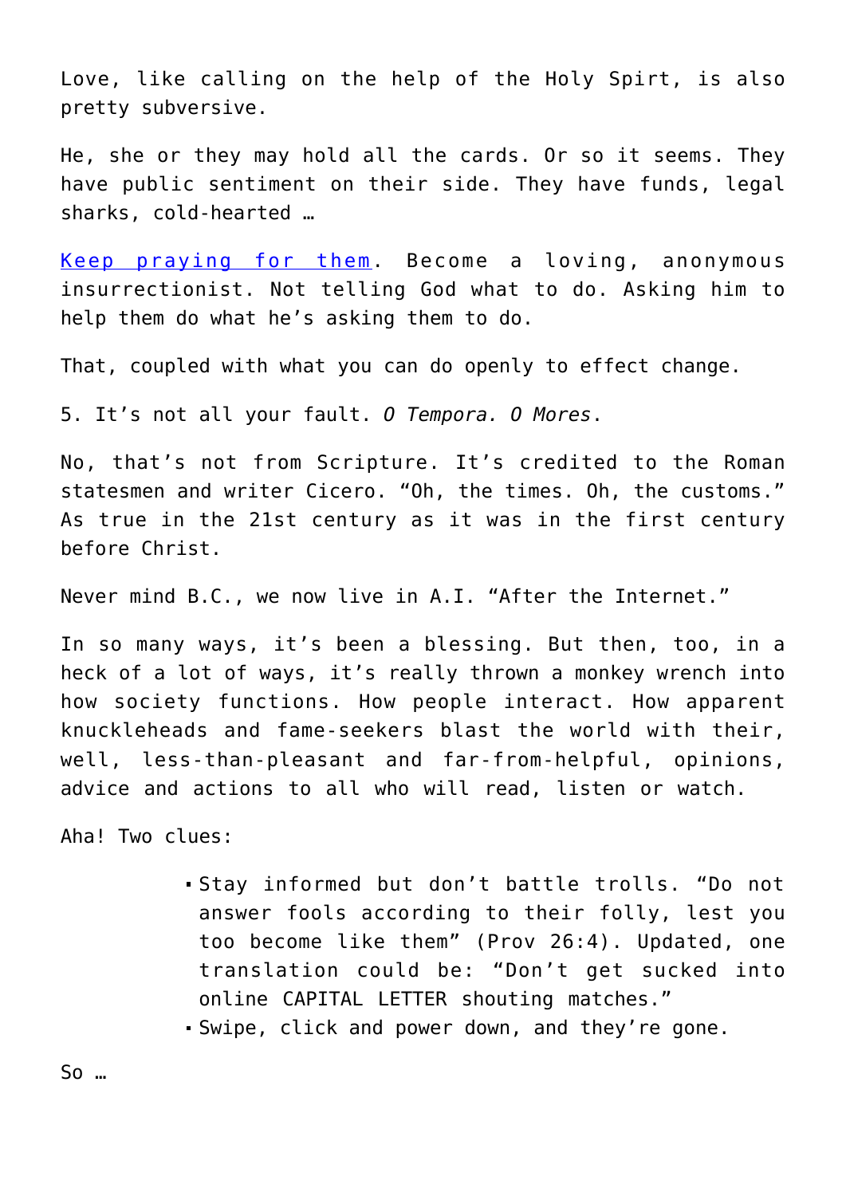Love, like calling on the help of the Holy Spirt, is also pretty subversive.

He, she or they may hold all the cards. Or so it seems. They have public sentiment on their side. They have funds, legal sharks, cold-hearted …

Keep praying for them. Become a loving, anonymous insurrectionist. Not telling God what to do. Asking him to help them do what he's asking them to do.

That, coupled with what you can do openly to effect change.

5. It's not all your fault. *O Tempora. O Mores*.

No, that's not from Scripture. It's credited to the Roman statesmen and writer Cicero. "Oh, the times. Oh, the customs." As true in the 21st century as it was in the first century before Christ.

Never mind B.C., we now live in A.I. "After the Internet."

In so many ways, it's been a blessing. But then, too, in a heck of a lot of ways, it's really thrown a monkey wrench into how society functions. How people interact. How apparent knuckleheads and fame-seekers blast the world with their, well, less-than-pleasant and far-from-helpful, opinions, advice and actions to all who will read, listen or watch.

Aha! Two clues:

- Stay informed but don't battle trolls. "Do not answer fools according to their folly, lest you too become like them" (Prov 26:4). Updated, one translation could be: "Don't get sucked into online CAPITAL LETTER shouting matches."
- Swipe, click and power down, and they're gone.

So …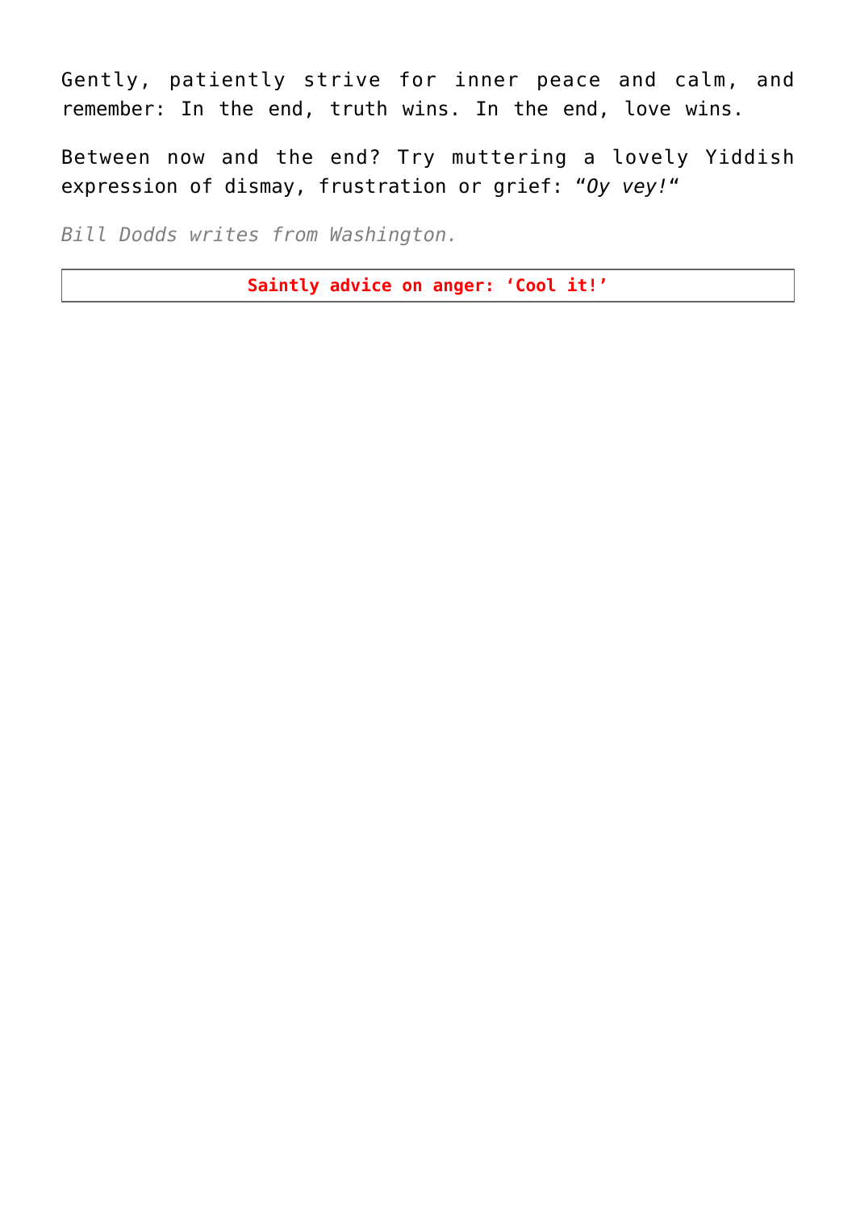Gently, patiently strive for inner peace and calm, and remember: In the end, truth wins. In the end, love wins.

Between now and the end? Try muttering a lovely Yiddish expression of dismay, frustration or grief: “*Oy vey!*“

*Bill Dodds writes from Washington.*

**Saintly advice on anger: ‘Cool it!’**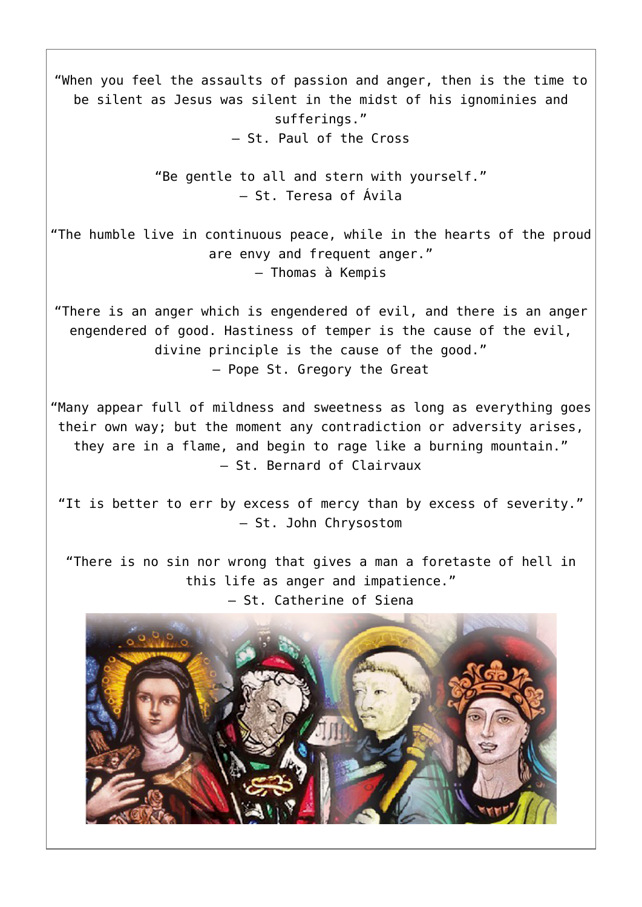"When you feel the assaults of passion and anger, then is the time to be silent as Jesus was silent in the midst of his ignominies and sufferings."
— St. Paul of the Cross

"Be gentle to all and stern with yourself."
— St. Teresa of Ávila

"The humble live in continuous peace, while in the hearts of the proud are envy and frequent anger."
— Thomas à Kempis

"There is an anger which is engendered of evil, and there is an anger engendered of good. Hastiness of temper is the cause of the evil, divine principle is the cause of the good."
— Pope St. Gregory the Great

"Many appear full of mildness and sweetness as long as everything goes their own way; but the moment any contradiction or adversity arises, they are in a flame, and begin to rage like a burning mountain."
— St. Bernard of Clairvaux

"It is better to err by excess of mercy than by excess of severity."
— St. John Chrysostom

"There is no sin nor wrong that gives a man a foretaste of hell in this life as anger and impatience."
— St. Catherine of Siena